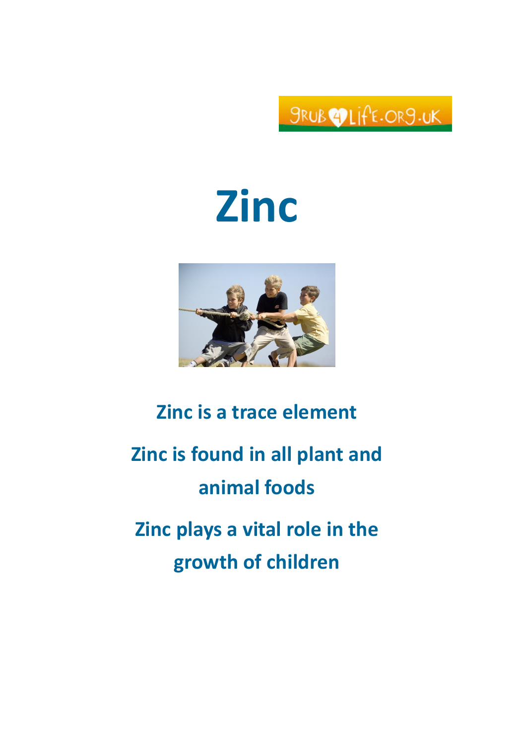# Zinc

**Zinc is a trace element**

**Zinc is found in all plant and animal foods**

**Zinc plays a vital role in the growth of children**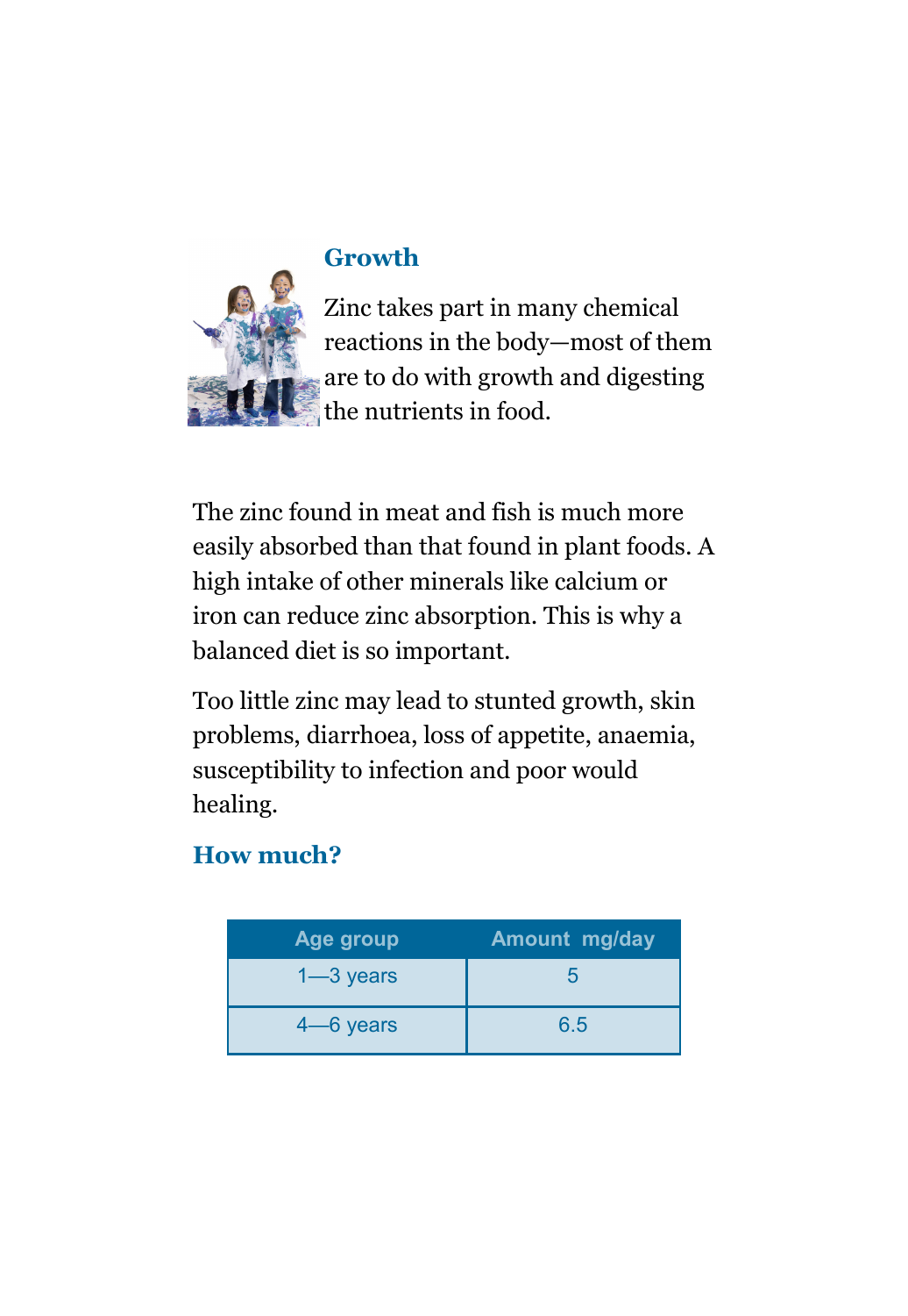## Growth

Zinc takes part in many chemical reactions in the body—most of them are to do with growth and digesting the nutrients in food.

The zinc found in meat and fish is much more easily absorbed than that found in plant foods. A high intake of other minerals like calcium or iron can reduce zinc absorption. This is why a balanced diet is so important.

Too little zinc may lead to stunted growth, skin problems, diarrhoea, loss of appetite, anaemia, susceptibility to infection and poor would healing.

## How much?

| Age group | Amount mg/day |
|---|---|
| 1—3 years | 5 |
| 4—6 years | 6.5 |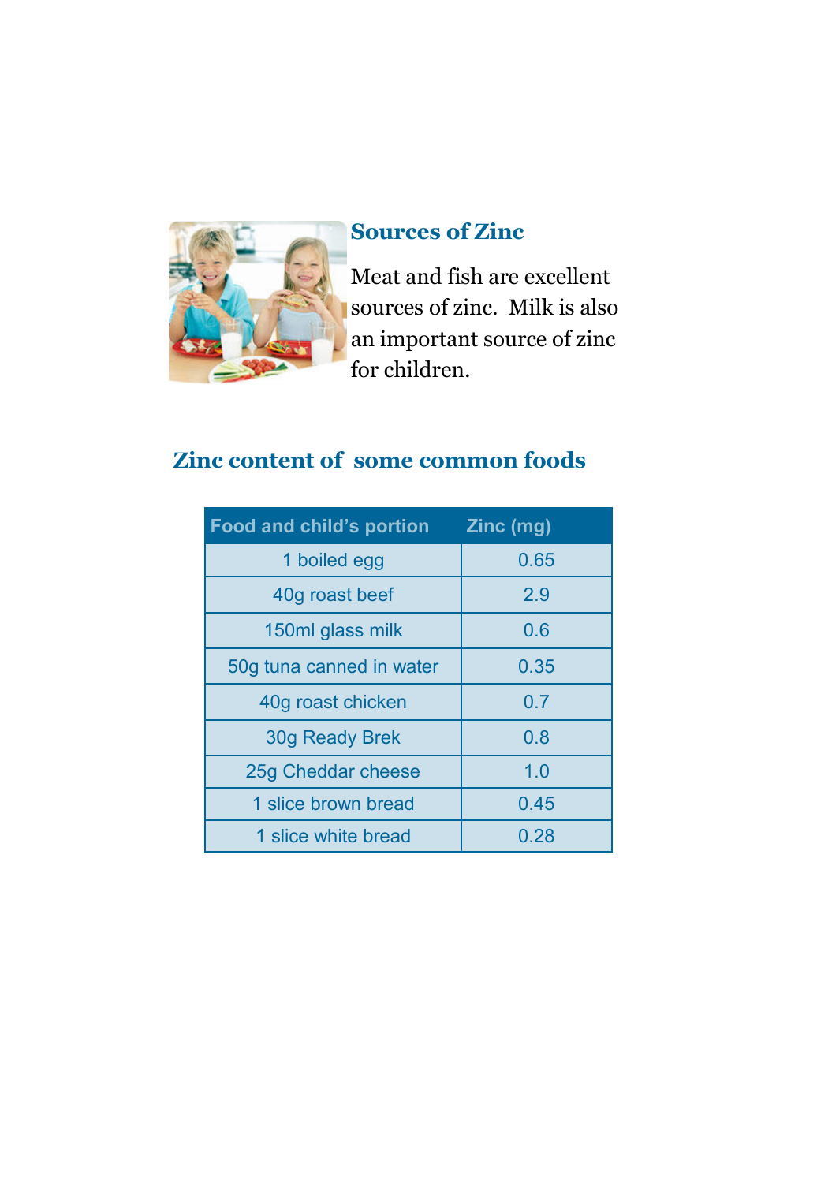## Sources of Zinc

Meat and fish are excellent sources of zinc. Milk is also an important source of zinc for children.

## Zinc content of some common foods

| Food and child's portion | Zinc (mg) |
|---|---|
| 1 boiled egg | 0.65 |
| 40g roast beef | 2.9 |
| 150ml glass milk | 0.6 |
| 50g tuna canned in water | 0.35 |
| 40g roast chicken | 0.7 |
| 30g Ready Brek | 0.8 |
| 25g Cheddar cheese | 1.0 |
| 1 slice brown bread | 0.45 |
| 1 slice white bread | 0.28 |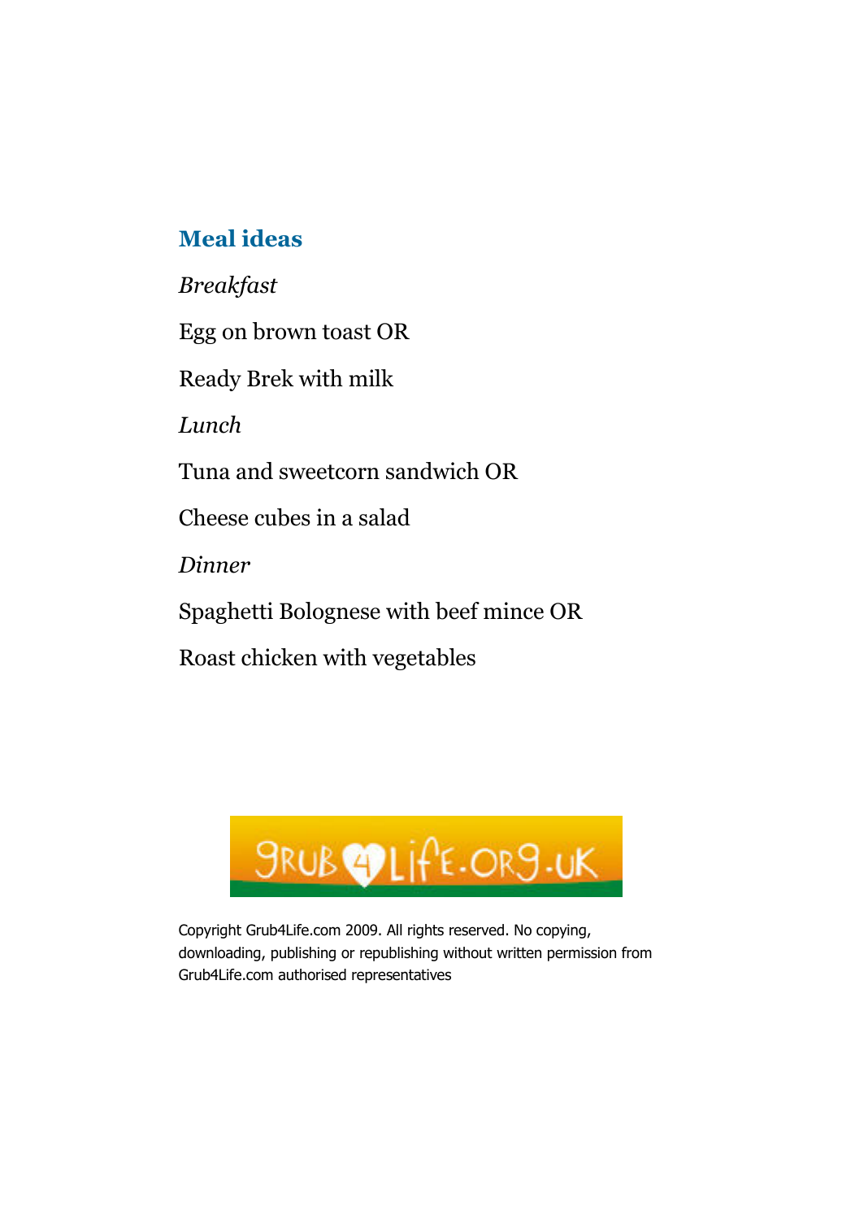## Meal ideas

*Breakfast*

Egg on brown toast OR

Ready Brek with milk

*Lunch*

Tuna and sweetcorn sandwich OR

Cheese cubes in a salad

*Dinner*

Spaghetti Bolognese with beef mince OR

Roast chicken with vegetables

GRUB4LIFE.ORG.UK

Copyright Grub4Life.com 2009. All rights reserved. No copying, downloading, publishing or republishing without written permission from Grub4Life.com authorised representatives